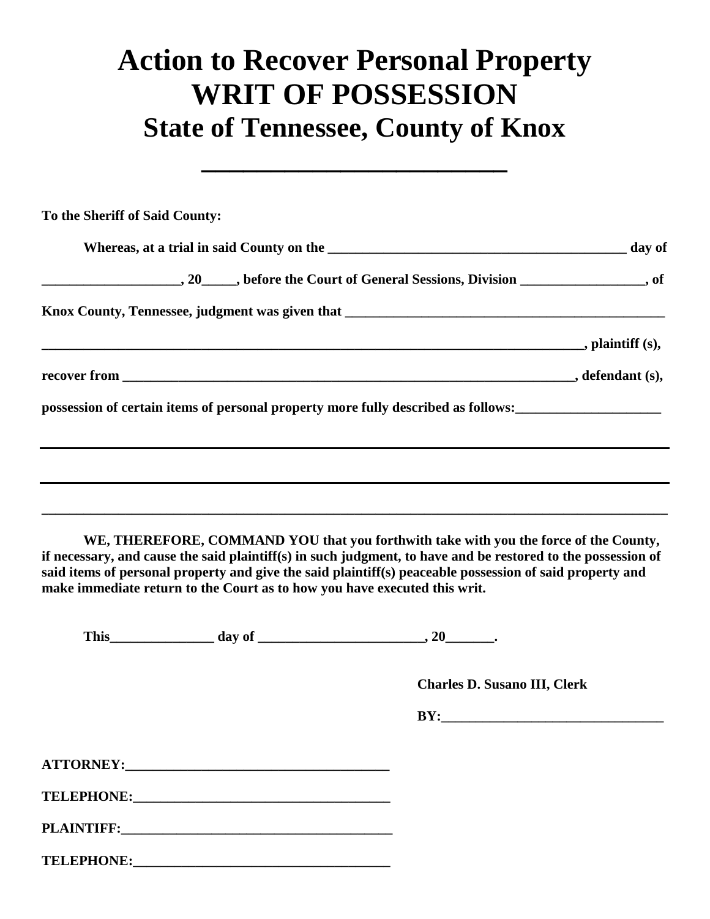# Action to Recover Personal Property
# WRIT OF POSSESSION
## State of Tennessee, County of Knox

______________________

**To the Sheriff of Said County:**

**Whereas, at a trial in said County on the ____________________________________________ day of ____________________, 20_____, before the Court of General Sessions, Division __________________, of Knox County, Tennessee, judgment was given that _______________________________________________ ________________________________________________________________________________, plaintiff (s), recover from ____________________________________________________________________, defendant (s), possession of certain items of personal property more fully described as follows:_____________________**

______________________________________________________________________________________________

______________________________________________________________________________________________

______________________________________________________________________________________________

**WE, THEREFORE, COMMAND YOU that you forthwith take with you the force of the County, if necessary, and cause the said plaintiff(s) in such judgment, to have and be restored to the possession of said items of personal property and give the said plaintiff(s) peaceable possession of said property and make immediate return to the Court as to how you have executed this writ.**

**This_______________ day of ________________________, 20_______.**

**Charles D. Susano III, Clerk**

**BY:_________________________________**

**ATTORNEY:_____________________________________**

**TELEPHONE:____________________________________**

**PLAINTIFF:______________________________________**

**TELEPHONE:____________________________________**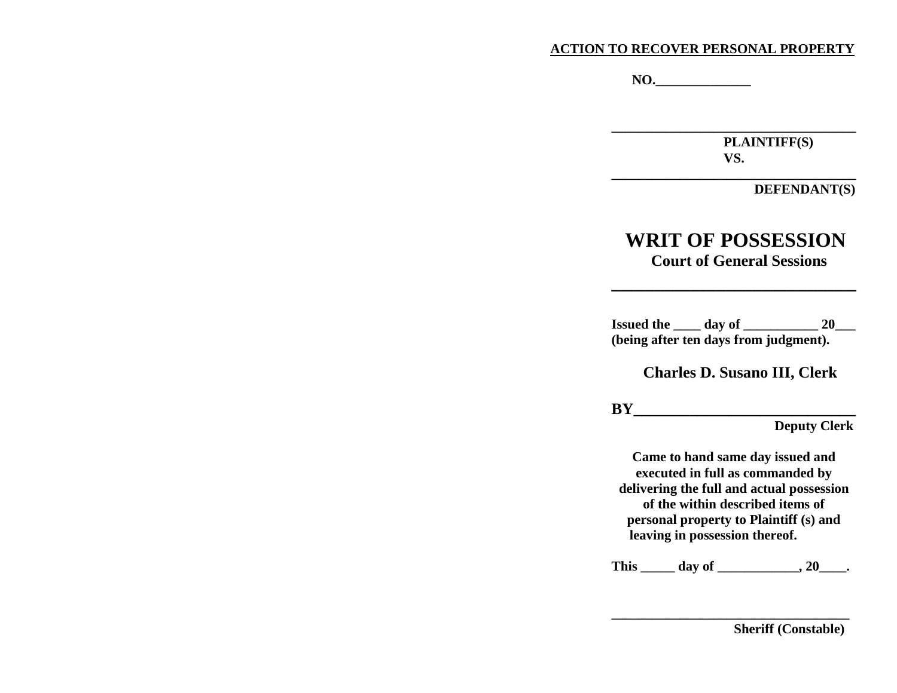**ACTION TO RECOVER PERSONAL PROPERTY**

**NO.______________**

**____________________________________**

**PLAINTIFF(S)**

**VS.**

**____________________________________**

**DEFENDANT(S)**

# WRIT OF POSSESSION

## Court of General Sessions

**____________________________________**

**Issued the ____ day of ___________ 20___ (being after ten days from judgment).**

**Charles D. Susano III, Clerk**

**BY______________________________**

**Deputy Clerk**

**Came to hand same day issued and executed in full as commanded by delivering the full and actual possession of the within described items of personal property to Plaintiff (s) and leaving in possession thereof.**

**This _____ day of ____________, 20____.**

**___________________________________**

**Sheriff (Constable)**